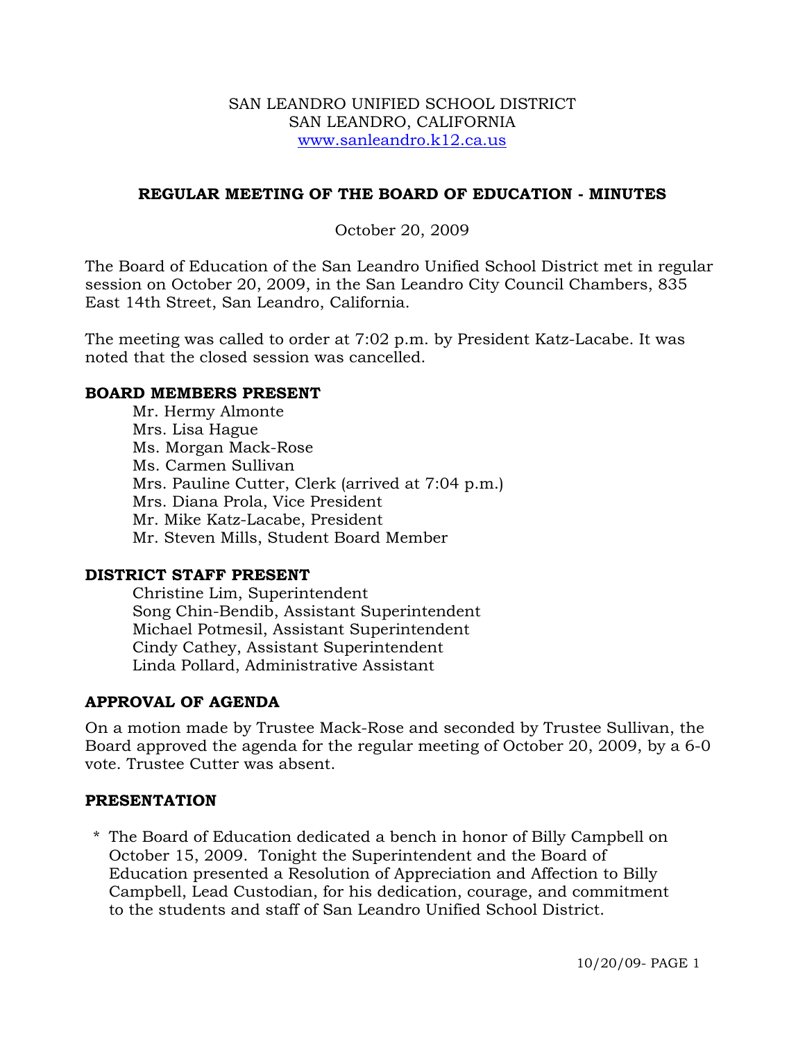SAN LEANDRO UNIFIED SCHOOL DISTRICT
SAN LEANDRO, CALIFORNIA
www.sanleandro.k12.ca.us

## REGULAR MEETING OF THE BOARD OF EDUCATION - MINUTES

October 20, 2009

The Board of Education of the San Leandro Unified School District met in regular session on October 20, 2009, in the San Leandro City Council Chambers, 835 East 14th Street, San Leandro, California.

The meeting was called to order at 7:02 p.m. by President Katz-Lacabe. It was noted that the closed session was cancelled.

### BOARD MEMBERS PRESENT

Mr. Hermy Almonte
Mrs. Lisa Hague
Ms. Morgan Mack-Rose
Ms. Carmen Sullivan
Mrs. Pauline Cutter, Clerk (arrived at 7:04 p.m.)
Mrs. Diana Prola, Vice President
Mr. Mike Katz-Lacabe, President
Mr. Steven Mills, Student Board Member

### DISTRICT STAFF PRESENT

Christine Lim, Superintendent
Song Chin-Bendib, Assistant Superintendent
Michael Potmesil, Assistant Superintendent
Cindy Cathey, Assistant Superintendent
Linda Pollard, Administrative Assistant

### APPROVAL OF AGENDA

On a motion made by Trustee Mack-Rose and seconded by Trustee Sullivan, the Board approved the agenda for the regular meeting of October 20, 2009, by a 6-0 vote. Trustee Cutter was absent.

### PRESENTATION

* The Board of Education dedicated a bench in honor of Billy Campbell on October 15, 2009. Tonight the Superintendent and the Board of Education presented a Resolution of Appreciation and Affection to Billy Campbell, Lead Custodian, for his dedication, courage, and commitment to the students and staff of San Leandro Unified School District.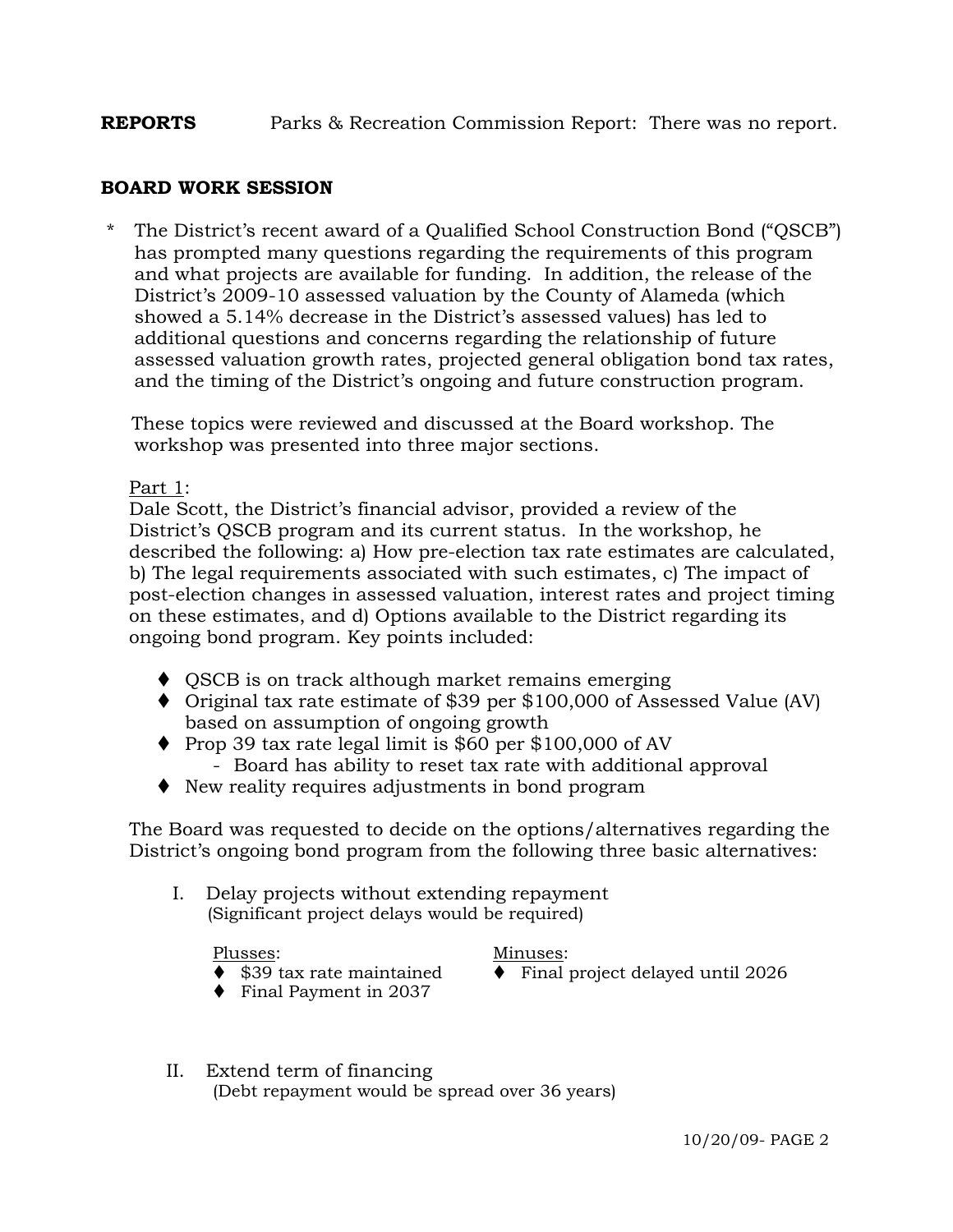**REPORTS** Parks & Recreation Commission Report: There was no report.

**BOARD WORK SESSION**

* The District's recent award of a Qualified School Construction Bond ("QSCB") has prompted many questions regarding the requirements of this program and what projects are available for funding. In addition, the release of the District's 2009-10 assessed valuation by the County of Alameda (which showed a 5.14% decrease in the District's assessed values) has led to additional questions and concerns regarding the relationship of future assessed valuation growth rates, projected general obligation bond tax rates, and the timing of the District's ongoing and future construction program.

These topics were reviewed and discussed at the Board workshop. The workshop was presented into three major sections.

<u>Part 1</u>:
Dale Scott, the District's financial advisor, provided a review of the District's QSCB program and its current status. In the workshop, he described the following: a) How pre-election tax rate estimates are calculated, b) The legal requirements associated with such estimates, c) The impact of post-election changes in assessed valuation, interest rates and project timing on these estimates, and d) Options available to the District regarding its ongoing bond program. Key points included:

- QSCB is on track although market remains emerging
- Original tax rate estimate of $39 per $100,000 of Assessed Value (AV) based on assumption of ongoing growth
- Prop 39 tax rate legal limit is $60 per $100,000 of AV
  - Board has ability to reset tax rate with additional approval
- New reality requires adjustments in bond program

The Board was requested to decide on the options/alternatives regarding the District's ongoing bond program from the following three basic alternatives:

I. Delay projects without extending repayment
(Significant project delays would be required)

<u>Plusses</u>:
- $39 tax rate maintained
- Final Payment in 2037

<u>Minuses</u>:
- Final project delayed until 2026

II. Extend term of financing
(Debt repayment would be spread over 36 years)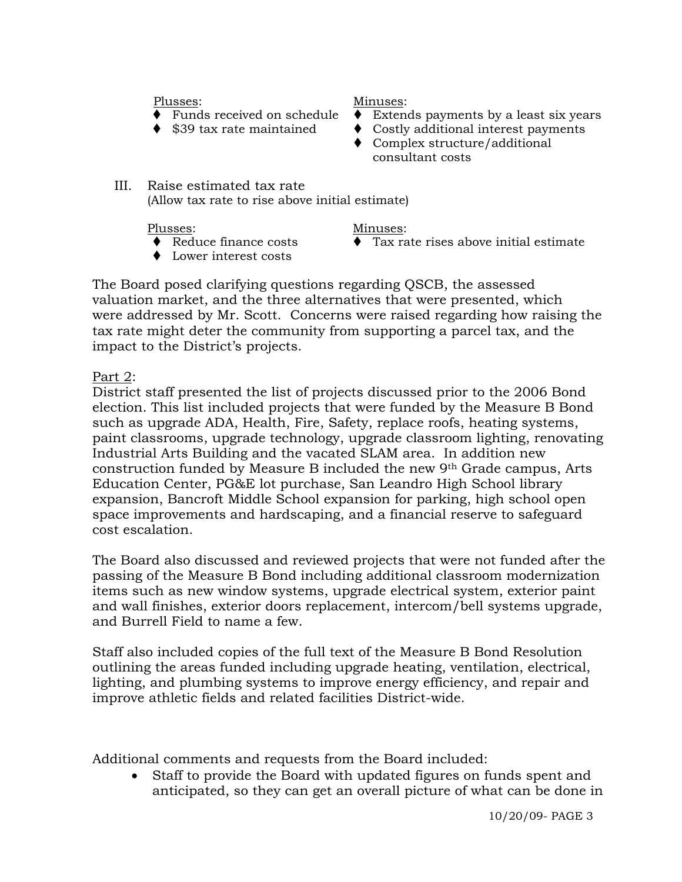Plusses:
- Funds received on schedule
- $39 tax rate maintained

Minuses:
- Extends payments by a least six years
- Costly additional interest payments
- Complex structure/additional consultant costs

III. Raise estimated tax rate
(Allow tax rate to rise above initial estimate)

Plusses:
- Reduce finance costs
- Lower interest costs

Minuses:
- Tax rate rises above initial estimate

The Board posed clarifying questions regarding QSCB, the assessed valuation market, and the three alternatives that were presented, which were addressed by Mr. Scott. Concerns were raised regarding how raising the tax rate might deter the community from supporting a parcel tax, and the impact to the District's projects.

Part 2:
District staff presented the list of projects discussed prior to the 2006 Bond election. This list included projects that were funded by the Measure B Bond such as upgrade ADA, Health, Fire, Safety, replace roofs, heating systems, paint classrooms, upgrade technology, upgrade classroom lighting, renovating Industrial Arts Building and the vacated SLAM area. In addition new construction funded by Measure B included the new 9th Grade campus, Arts Education Center, PG&E lot purchase, San Leandro High School library expansion, Bancroft Middle School expansion for parking, high school open space improvements and hardscaping, and a financial reserve to safeguard cost escalation.

The Board also discussed and reviewed projects that were not funded after the passing of the Measure B Bond including additional classroom modernization items such as new window systems, upgrade electrical system, exterior paint and wall finishes, exterior doors replacement, intercom/bell systems upgrade, and Burrell Field to name a few.

Staff also included copies of the full text of the Measure B Bond Resolution outlining the areas funded including upgrade heating, ventilation, electrical, lighting, and plumbing systems to improve energy efficiency, and repair and improve athletic fields and related facilities District-wide.

Additional comments and requests from the Board included:

- Staff to provide the Board with updated figures on funds spent and anticipated, so they can get an overall picture of what can be done in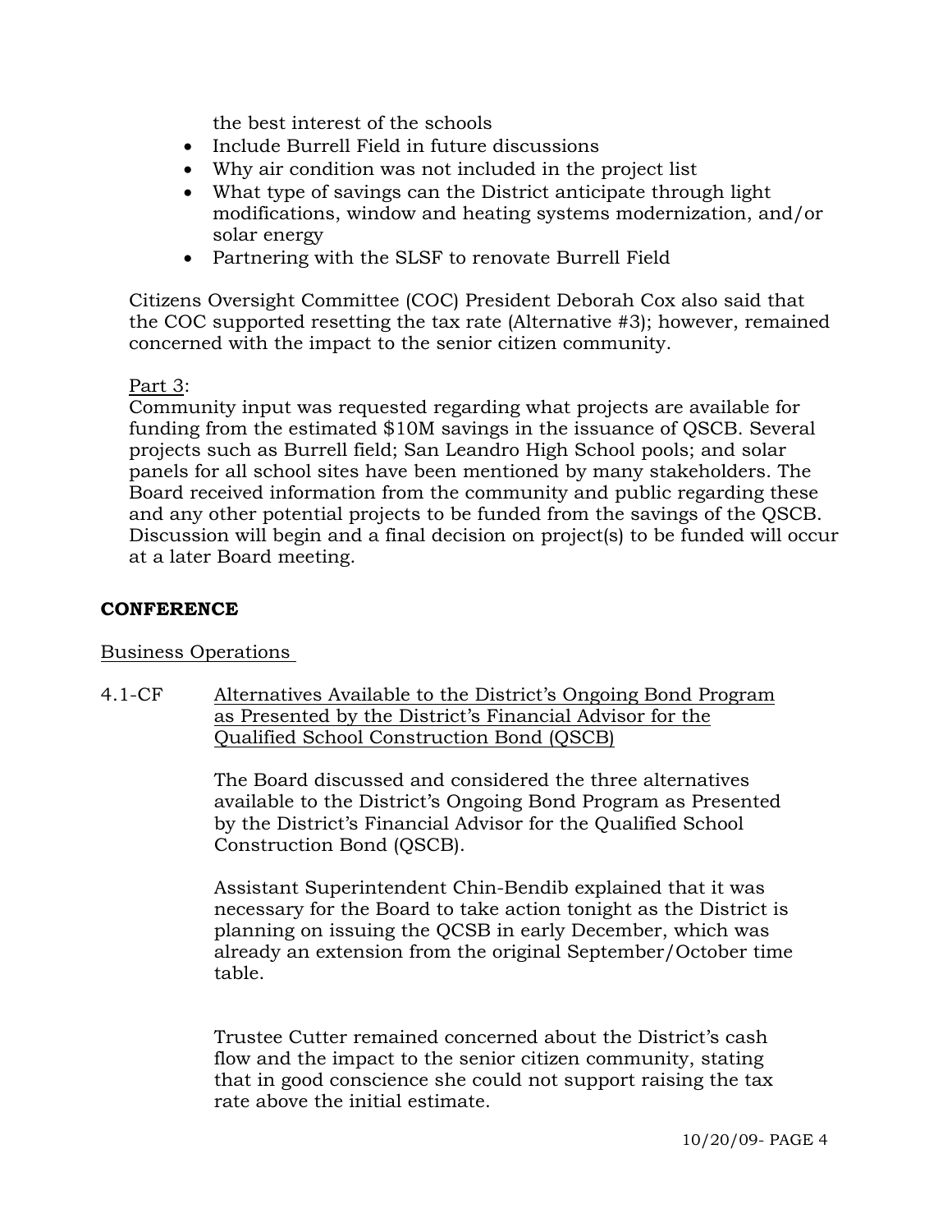the best interest of the schools

- Include Burrell Field in future discussions
- Why air condition was not included in the project list
- What type of savings can the District anticipate through light modifications, window and heating systems modernization, and/or solar energy
- Partnering with the SLSF to renovate Burrell Field

Citizens Oversight Committee (COC) President Deborah Cox also said that the COC supported resetting the tax rate (Alternative #3); however, remained concerned with the impact to the senior citizen community.

Part 3:
Community input was requested regarding what projects are available for funding from the estimated $10M savings in the issuance of QSCB. Several projects such as Burrell field; San Leandro High School pools; and solar panels for all school sites have been mentioned by many stakeholders. The Board received information from the community and public regarding these and any other potential projects to be funded from the savings of the QSCB. Discussion will begin and a final decision on project(s) to be funded will occur at a later Board meeting.

## CONFERENCE

Business Operations

4.1-CF Alternatives Available to the District's Ongoing Bond Program as Presented by the District's Financial Advisor for the Qualified School Construction Bond (QSCB)

The Board discussed and considered the three alternatives available to the District's Ongoing Bond Program as Presented by the District's Financial Advisor for the Qualified School Construction Bond (QSCB).

Assistant Superintendent Chin-Bendib explained that it was necessary for the Board to take action tonight as the District is planning on issuing the QCSB in early December, which was already an extension from the original September/October time table.

Trustee Cutter remained concerned about the District's cash flow and the impact to the senior citizen community, stating that in good conscience she could not support raising the tax rate above the initial estimate.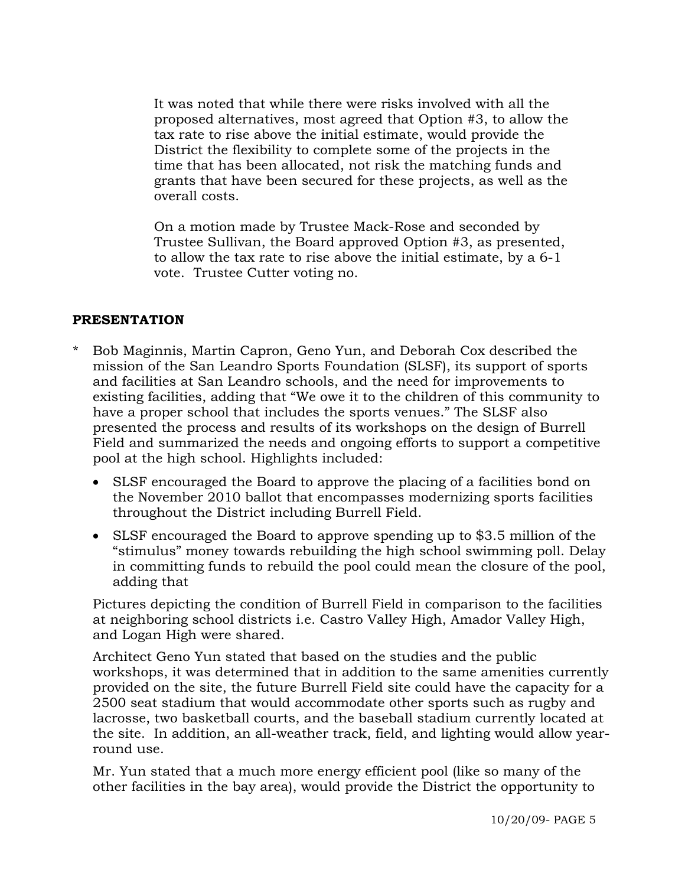It was noted that while there were risks involved with all the proposed alternatives, most agreed that Option #3, to allow the tax rate to rise above the initial estimate, would provide the District the flexibility to complete some of the projects in the time that has been allocated, not risk the matching funds and grants that have been secured for these projects, as well as the overall costs.

On a motion made by Trustee Mack-Rose and seconded by Trustee Sullivan, the Board approved Option #3, as presented, to allow the tax rate to rise above the initial estimate, by a 6-1 vote. Trustee Cutter voting no.

## PRESENTATION

\* Bob Maginnis, Martin Capron, Geno Yun, and Deborah Cox described the mission of the San Leandro Sports Foundation (SLSF), its support of sports and facilities at San Leandro schools, and the need for improvements to existing facilities, adding that "We owe it to the children of this community to have a proper school that includes the sports venues." The SLSF also presented the process and results of its workshops on the design of Burrell Field and summarized the needs and ongoing efforts to support a competitive pool at the high school. Highlights included:

- SLSF encouraged the Board to approve the placing of a facilities bond on the November 2010 ballot that encompasses modernizing sports facilities throughout the District including Burrell Field.
- SLSF encouraged the Board to approve spending up to $3.5 million of the "stimulus" money towards rebuilding the high school swimming poll. Delay in committing funds to rebuild the pool could mean the closure of the pool, adding that

Pictures depicting the condition of Burrell Field in comparison to the facilities at neighboring school districts i.e. Castro Valley High, Amador Valley High, and Logan High were shared.

Architect Geno Yun stated that based on the studies and the public workshops, it was determined that in addition to the same amenities currently provided on the site, the future Burrell Field site could have the capacity for a 2500 seat stadium that would accommodate other sports such as rugby and lacrosse, two basketball courts, and the baseball stadium currently located at the site. In addition, an all-weather track, field, and lighting would allow year-round use.

Mr. Yun stated that a much more energy efficient pool (like so many of the other facilities in the bay area), would provide the District the opportunity to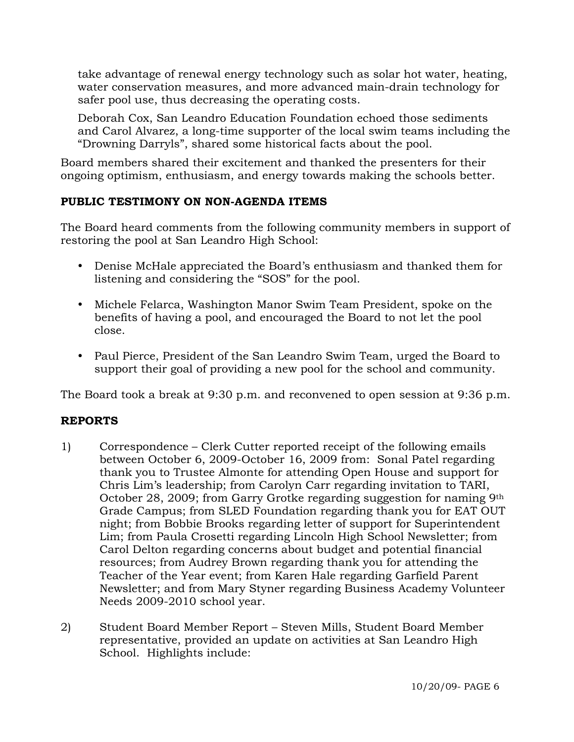take advantage of renewal energy technology such as solar hot water, heating, water conservation measures, and more advanced main-drain technology for safer pool use, thus decreasing the operating costs.

Deborah Cox, San Leandro Education Foundation echoed those sediments and Carol Alvarez, a long-time supporter of the local swim teams including the "Drowning Darryls", shared some historical facts about the pool.

Board members shared their excitement and thanked the presenters for their ongoing optimism, enthusiasm, and energy towards making the schools better.

## PUBLIC TESTIMONY ON NON-AGENDA ITEMS

The Board heard comments from the following community members in support of restoring the pool at San Leandro High School:

- Denise McHale appreciated the Board's enthusiasm and thanked them for listening and considering the "SOS" for the pool.
- Michele Felarca, Washington Manor Swim Team President, spoke on the benefits of having a pool, and encouraged the Board to not let the pool close.
- Paul Pierce, President of the San Leandro Swim Team, urged the Board to support their goal of providing a new pool for the school and community.

The Board took a break at 9:30 p.m. and reconvened to open session at 9:36 p.m.

## REPORTS

1) Correspondence – Clerk Cutter reported receipt of the following emails between October 6, 2009-October 16, 2009 from: Sonal Patel regarding thank you to Trustee Almonte for attending Open House and support for Chris Lim's leadership; from Carolyn Carr regarding invitation to TARI, October 28, 2009; from Garry Grotke regarding suggestion for naming 9th Grade Campus; from SLED Foundation regarding thank you for EAT OUT night; from Bobbie Brooks regarding letter of support for Superintendent Lim; from Paula Crosetti regarding Lincoln High School Newsletter; from Carol Delton regarding concerns about budget and potential financial resources; from Audrey Brown regarding thank you for attending the Teacher of the Year event; from Karen Hale regarding Garfield Parent Newsletter; and from Mary Styner regarding Business Academy Volunteer Needs 2009-2010 school year.

2) Student Board Member Report – Steven Mills, Student Board Member representative, provided an update on activities at San Leandro High School. Highlights include: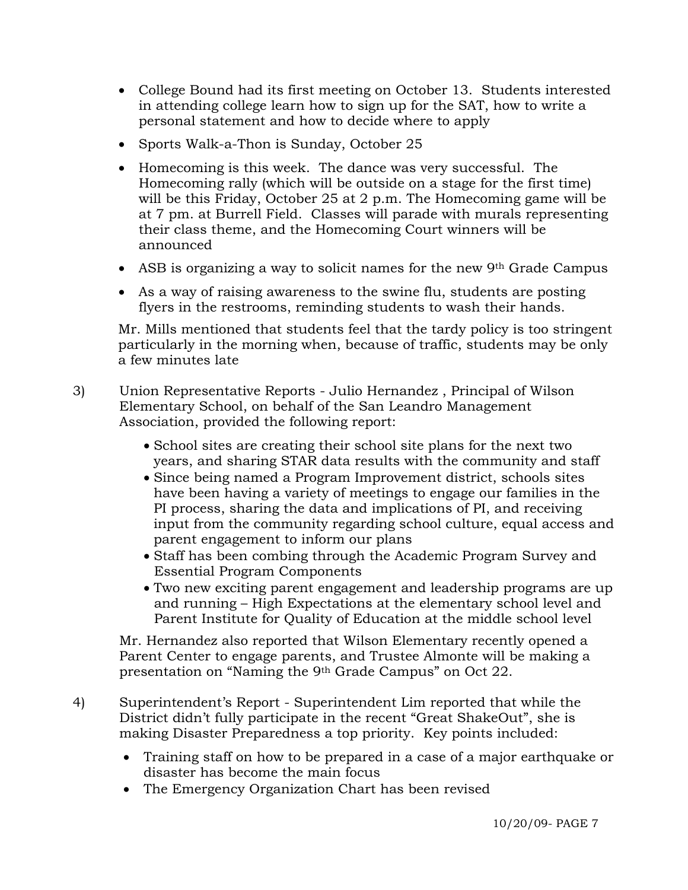- College Bound had its first meeting on October 13. Students interested in attending college learn how to sign up for the SAT, how to write a personal statement and how to decide where to apply
- Sports Walk-a-Thon is Sunday, October 25
- Homecoming is this week. The dance was very successful. The Homecoming rally (which will be outside on a stage for the first time) will be this Friday, October 25 at 2 p.m. The Homecoming game will be at 7 pm. at Burrell Field. Classes will parade with murals representing their class theme, and the Homecoming Court winners will be announced
- ASB is organizing a way to solicit names for the new 9th Grade Campus
- As a way of raising awareness to the swine flu, students are posting flyers in the restrooms, reminding students to wash their hands.

Mr. Mills mentioned that students feel that the tardy policy is too stringent particularly in the morning when, because of traffic, students may be only a few minutes late

3) Union Representative Reports - Julio Hernandez , Principal of Wilson Elementary School, on behalf of the San Leandro Management Association, provided the following report:

- School sites are creating their school site plans for the next two years, and sharing STAR data results with the community and staff
- Since being named a Program Improvement district, schools sites have been having a variety of meetings to engage our families in the PI process, sharing the data and implications of PI, and receiving input from the community regarding school culture, equal access and parent engagement to inform our plans
- Staff has been combing through the Academic Program Survey and Essential Program Components
- Two new exciting parent engagement and leadership programs are up and running – High Expectations at the elementary school level and Parent Institute for Quality of Education at the middle school level

Mr. Hernandez also reported that Wilson Elementary recently opened a Parent Center to engage parents, and Trustee Almonte will be making a presentation on "Naming the 9th Grade Campus" on Oct 22.

4) Superintendent's Report - Superintendent Lim reported that while the District didn't fully participate in the recent "Great ShakeOut", she is making Disaster Preparedness a top priority. Key points included:

- Training staff on how to be prepared in a case of a major earthquake or disaster has become the main focus
- The Emergency Organization Chart has been revised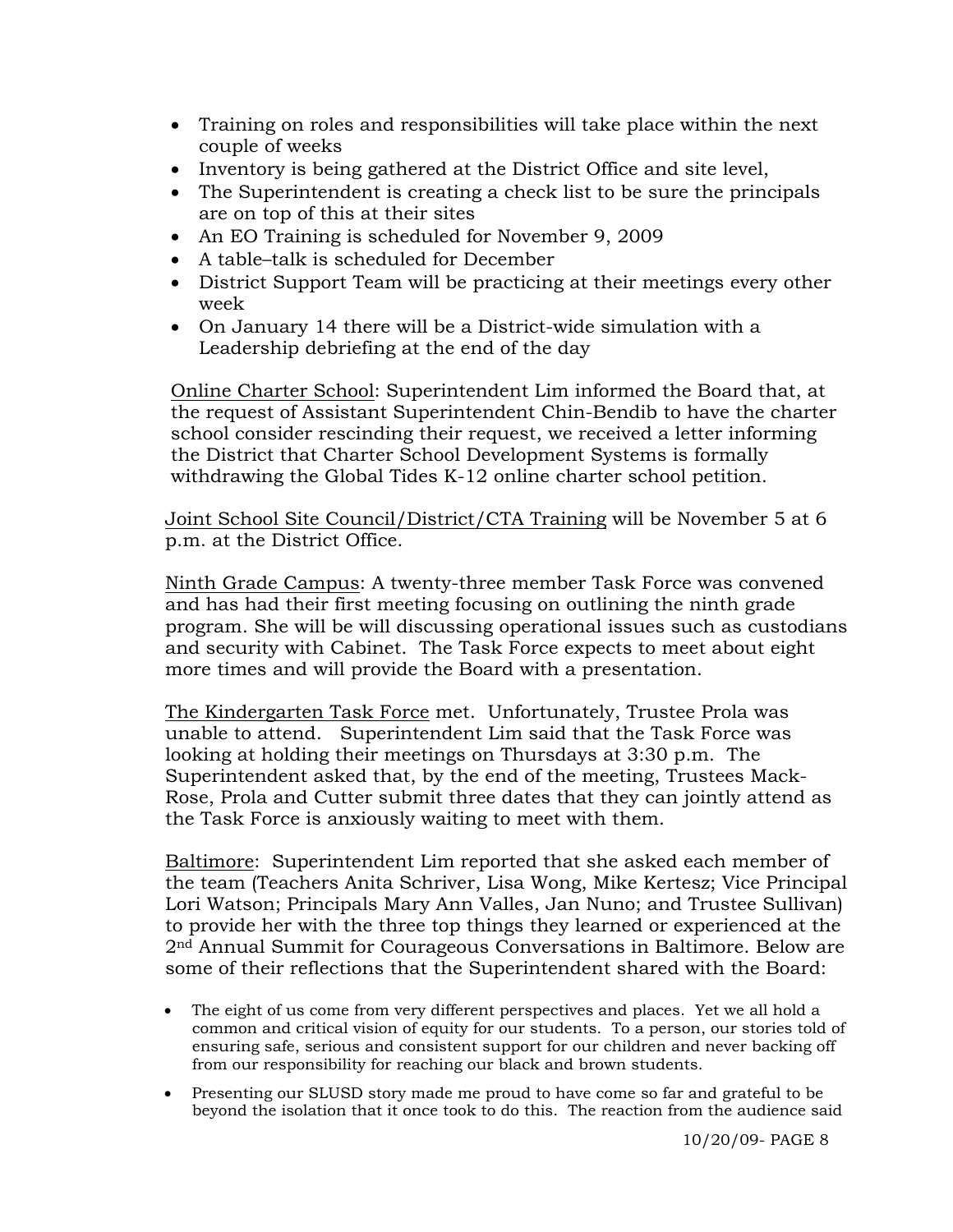- Training on roles and responsibilities will take place within the next couple of weeks
- Inventory is being gathered at the District Office and site level,
- The Superintendent is creating a check list to be sure the principals are on top of this at their sites
- An EO Training is scheduled for November 9, 2009
- A table–talk is scheduled for December
- District Support Team will be practicing at their meetings every other week
- On January 14 there will be a District-wide simulation with a Leadership debriefing at the end of the day

Online Charter School: Superintendent Lim informed the Board that, at the request of Assistant Superintendent Chin-Bendib to have the charter school consider rescinding their request, we received a letter informing the District that Charter School Development Systems is formally withdrawing the Global Tides K-12 online charter school petition.

Joint School Site Council/District/CTA Training will be November 5 at 6 p.m. at the District Office.

Ninth Grade Campus: A twenty-three member Task Force was convened and has had their first meeting focusing on outlining the ninth grade program. She will be will discussing operational issues such as custodians and security with Cabinet. The Task Force expects to meet about eight more times and will provide the Board with a presentation.

The Kindergarten Task Force met. Unfortunately, Trustee Prola was unable to attend. Superintendent Lim said that the Task Force was looking at holding their meetings on Thursdays at 3:30 p.m. The Superintendent asked that, by the end of the meeting, Trustees Mack-Rose, Prola and Cutter submit three dates that they can jointly attend as the Task Force is anxiously waiting to meet with them.

Baltimore: Superintendent Lim reported that she asked each member of the team (Teachers Anita Schriver, Lisa Wong, Mike Kertesz; Vice Principal Lori Watson; Principals Mary Ann Valles, Jan Nuno; and Trustee Sullivan) to provide her with the three top things they learned or experienced at the 2nd Annual Summit for Courageous Conversations in Baltimore. Below are some of their reflections that the Superintendent shared with the Board:

- The eight of us come from very different perspectives and places. Yet we all hold a common and critical vision of equity for our students. To a person, our stories told of ensuring safe, serious and consistent support for our children and never backing off from our responsibility for reaching our black and brown students.
- Presenting our SLUSD story made me proud to have come so far and grateful to be beyond the isolation that it once took to do this. The reaction from the audience said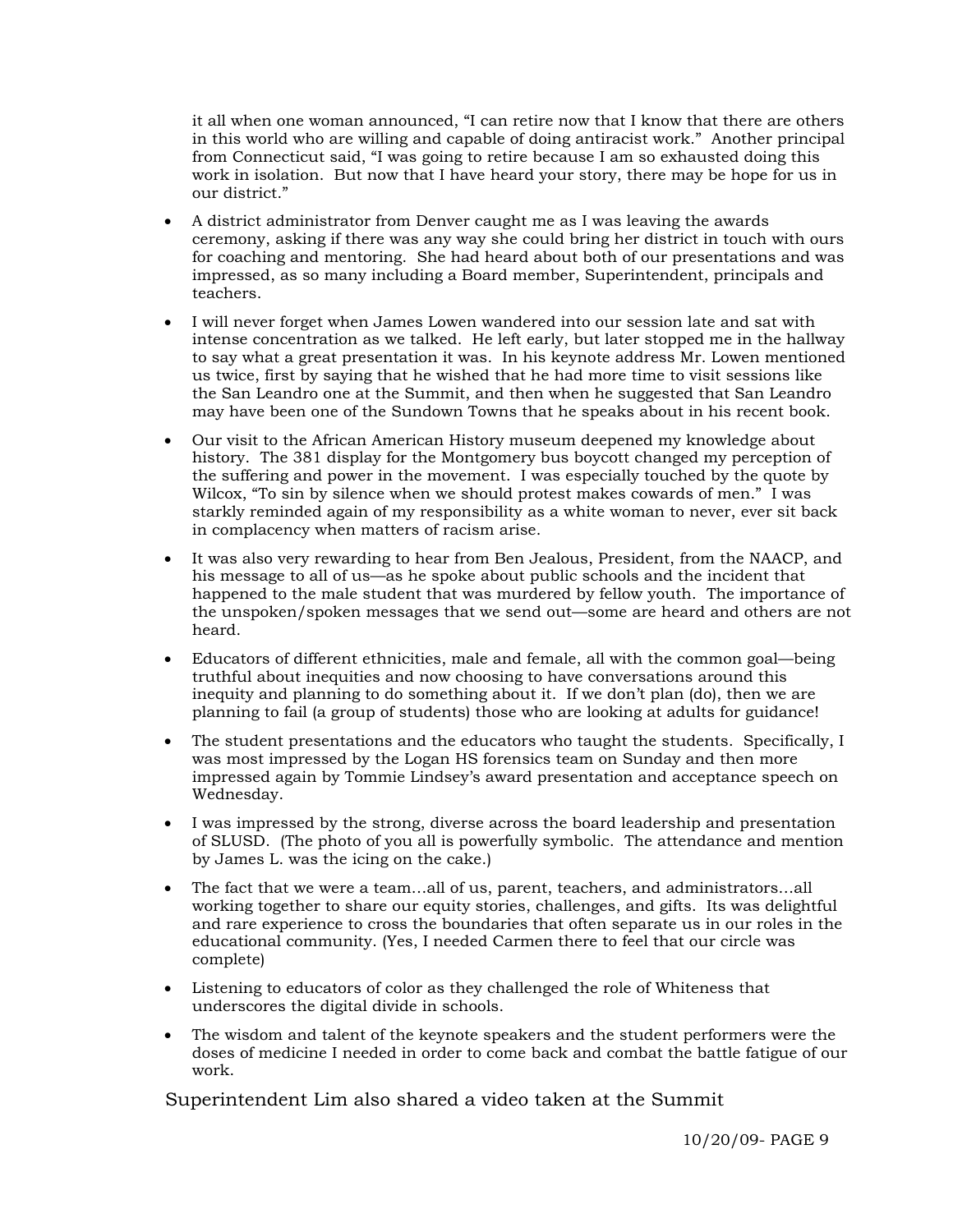it all when one woman announced, "I can retire now that I know that there are others in this world who are willing and capable of doing antiracist work." Another principal from Connecticut said, "I was going to retire because I am so exhausted doing this work in isolation. But now that I have heard your story, there may be hope for us in our district."

- A district administrator from Denver caught me as I was leaving the awards ceremony, asking if there was any way she could bring her district in touch with ours for coaching and mentoring. She had heard about both of our presentations and was impressed, as so many including a Board member, Superintendent, principals and teachers.
- I will never forget when James Lowen wandered into our session late and sat with intense concentration as we talked. He left early, but later stopped me in the hallway to say what a great presentation it was. In his keynote address Mr. Lowen mentioned us twice, first by saying that he wished that he had more time to visit sessions like the San Leandro one at the Summit, and then when he suggested that San Leandro may have been one of the Sundown Towns that he speaks about in his recent book.
- Our visit to the African American History museum deepened my knowledge about history. The 381 display for the Montgomery bus boycott changed my perception of the suffering and power in the movement. I was especially touched by the quote by Wilcox, "To sin by silence when we should protest makes cowards of men." I was starkly reminded again of my responsibility as a white woman to never, ever sit back in complacency when matters of racism arise.
- It was also very rewarding to hear from Ben Jealous, President, from the NAACP, and his message to all of us—as he spoke about public schools and the incident that happened to the male student that was murdered by fellow youth. The importance of the unspoken/spoken messages that we send out—some are heard and others are not heard.
- Educators of different ethnicities, male and female, all with the common goal—being truthful about inequities and now choosing to have conversations around this inequity and planning to do something about it. If we don't plan (do), then we are planning to fail (a group of students) those who are looking at adults for guidance!
- The student presentations and the educators who taught the students. Specifically, I was most impressed by the Logan HS forensics team on Sunday and then more impressed again by Tommie Lindsey's award presentation and acceptance speech on Wednesday.
- I was impressed by the strong, diverse across the board leadership and presentation of SLUSD. (The photo of you all is powerfully symbolic. The attendance and mention by James L. was the icing on the cake.)
- The fact that we were a team…all of us, parent, teachers, and administrators…all working together to share our equity stories, challenges, and gifts. Its was delightful and rare experience to cross the boundaries that often separate us in our roles in the educational community. (Yes, I needed Carmen there to feel that our circle was complete)
- Listening to educators of color as they challenged the role of Whiteness that underscores the digital divide in schools.
- The wisdom and talent of the keynote speakers and the student performers were the doses of medicine I needed in order to come back and combat the battle fatigue of our work.

Superintendent Lim also shared a video taken at the Summit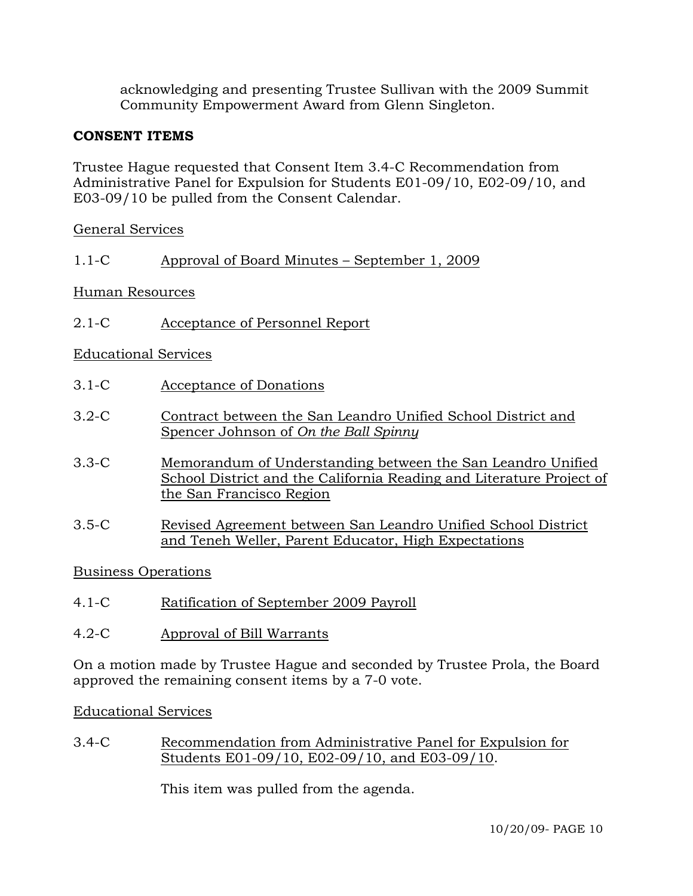acknowledging and presenting Trustee Sullivan with the 2009 Summit Community Empowerment Award from Glenn Singleton.

**CONSENT ITEMS**

Trustee Hague requested that Consent Item 3.4-C Recommendation from Administrative Panel for Expulsion for Students E01-09/10, E02-09/10, and E03-09/10 be pulled from the Consent Calendar.

General Services

1.1-C Approval of Board Minutes – September 1, 2009

Human Resources

2.1-C Acceptance of Personnel Report

Educational Services

3.1-C Acceptance of Donations

3.2-C Contract between the San Leandro Unified School District and Spencer Johnson of *On the Ball Spinny*

3.3-C Memorandum of Understanding between the San Leandro Unified School District and the California Reading and Literature Project of the San Francisco Region

3.5-C Revised Agreement between San Leandro Unified School District and Teneh Weller, Parent Educator, High Expectations

Business Operations

4.1-C Ratification of September 2009 Payroll

4.2-C Approval of Bill Warrants

On a motion made by Trustee Hague and seconded by Trustee Prola, the Board approved the remaining consent items by a 7-0 vote.

Educational Services

3.4-C Recommendation from Administrative Panel for Expulsion for Students E01-09/10, E02-09/10, and E03-09/10.

This item was pulled from the agenda.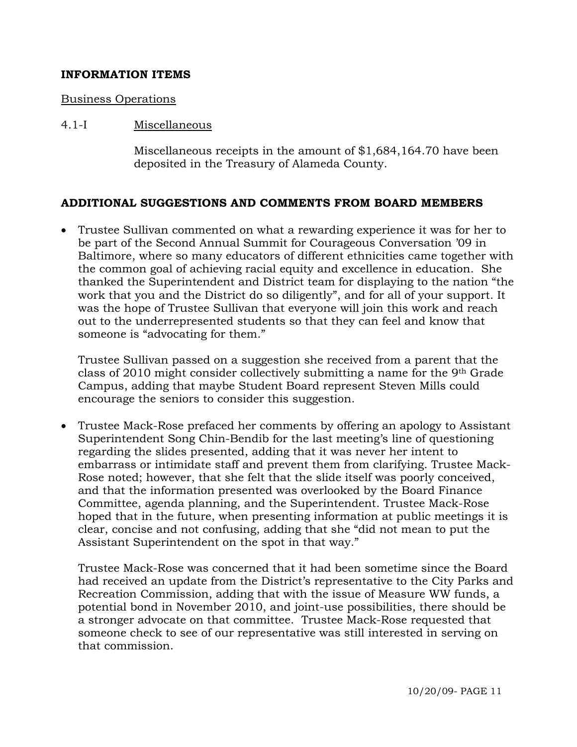**INFORMATION ITEMS**

Business Operations

4.1-I Miscellaneous

Miscellaneous receipts in the amount of $1,684,164.70 have been deposited in the Treasury of Alameda County.

**ADDITIONAL SUGGESTIONS AND COMMENTS FROM BOARD MEMBERS**

- Trustee Sullivan commented on what a rewarding experience it was for her to be part of the Second Annual Summit for Courageous Conversation '09 in Baltimore, where so many educators of different ethnicities came together with the common goal of achieving racial equity and excellence in education. She thanked the Superintendent and District team for displaying to the nation "the work that you and the District do so diligently", and for all of your support. It was the hope of Trustee Sullivan that everyone will join this work and reach out to the underrepresented students so that they can feel and know that someone is "advocating for them."

  Trustee Sullivan passed on a suggestion she received from a parent that the class of 2010 might consider collectively submitting a name for the 9th Grade Campus, adding that maybe Student Board represent Steven Mills could encourage the seniors to consider this suggestion.

- Trustee Mack-Rose prefaced her comments by offering an apology to Assistant Superintendent Song Chin-Bendib for the last meeting's line of questioning regarding the slides presented, adding that it was never her intent to embarrass or intimidate staff and prevent them from clarifying. Trustee Mack-Rose noted; however, that she felt that the slide itself was poorly conceived, and that the information presented was overlooked by the Board Finance Committee, agenda planning, and the Superintendent. Trustee Mack-Rose hoped that in the future, when presenting information at public meetings it is clear, concise and not confusing, adding that she "did not mean to put the Assistant Superintendent on the spot in that way."

  Trustee Mack-Rose was concerned that it had been sometime since the Board had received an update from the District's representative to the City Parks and Recreation Commission, adding that with the issue of Measure WW funds, a potential bond in November 2010, and joint-use possibilities, there should be a stronger advocate on that committee. Trustee Mack-Rose requested that someone check to see of our representative was still interested in serving on that commission.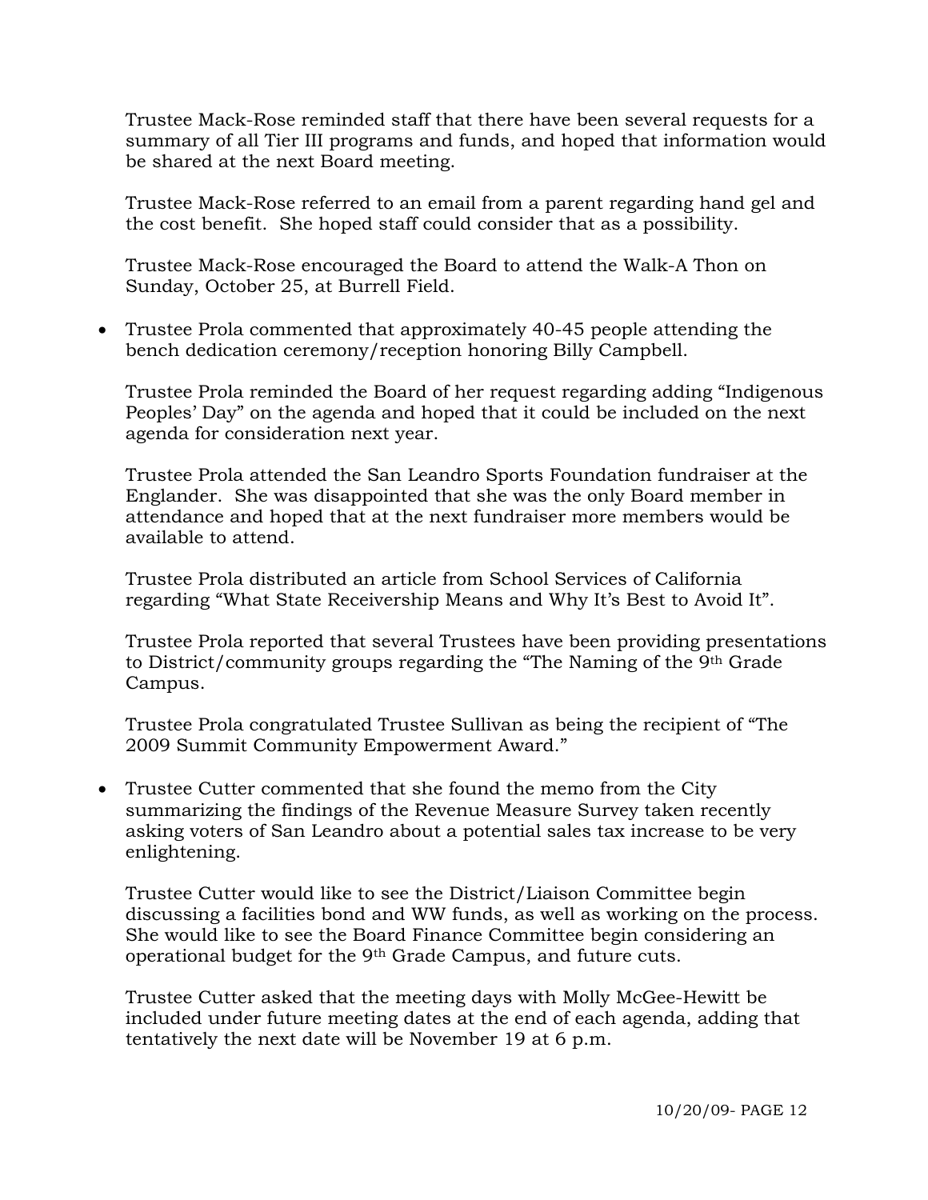Trustee Mack-Rose reminded staff that there have been several requests for a summary of all Tier III programs and funds, and hoped that information would be shared at the next Board meeting.

Trustee Mack-Rose referred to an email from a parent regarding hand gel and the cost benefit. She hoped staff could consider that as a possibility.

Trustee Mack-Rose encouraged the Board to attend the Walk-A Thon on Sunday, October 25, at Burrell Field.

- Trustee Prola commented that approximately 40-45 people attending the bench dedication ceremony/reception honoring Billy Campbell.

  Trustee Prola reminded the Board of her request regarding adding "Indigenous Peoples' Day" on the agenda and hoped that it could be included on the next agenda for consideration next year.

  Trustee Prola attended the San Leandro Sports Foundation fundraiser at the Englander. She was disappointed that she was the only Board member in attendance and hoped that at the next fundraiser more members would be available to attend.

  Trustee Prola distributed an article from School Services of California regarding "What State Receivership Means and Why It's Best to Avoid It".

  Trustee Prola reported that several Trustees have been providing presentations to District/community groups regarding the "The Naming of the 9th Grade Campus.

  Trustee Prola congratulated Trustee Sullivan as being the recipient of "The 2009 Summit Community Empowerment Award."

- Trustee Cutter commented that she found the memo from the City summarizing the findings of the Revenue Measure Survey taken recently asking voters of San Leandro about a potential sales tax increase to be very enlightening.

  Trustee Cutter would like to see the District/Liaison Committee begin discussing a facilities bond and WW funds, as well as working on the process. She would like to see the Board Finance Committee begin considering an operational budget for the 9th Grade Campus, and future cuts.

  Trustee Cutter asked that the meeting days with Molly McGee-Hewitt be included under future meeting dates at the end of each agenda, adding that tentatively the next date will be November 19 at 6 p.m.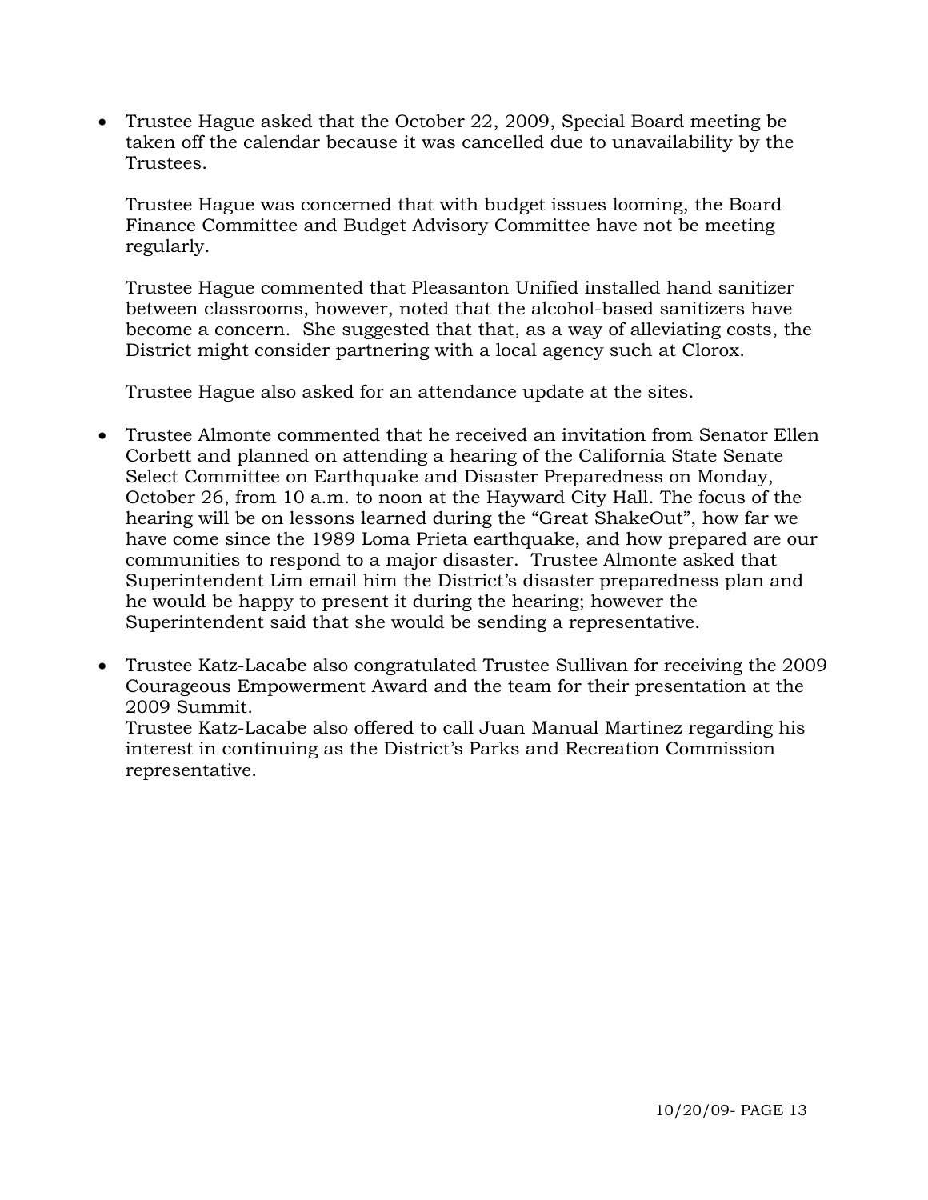- Trustee Hague asked that the October 22, 2009, Special Board meeting be taken off the calendar because it was cancelled due to unavailability by the Trustees.

  Trustee Hague was concerned that with budget issues looming, the Board Finance Committee and Budget Advisory Committee have not be meeting regularly.

  Trustee Hague commented that Pleasanton Unified installed hand sanitizer between classrooms, however, noted that the alcohol-based sanitizers have become a concern. She suggested that that, as a way of alleviating costs, the District might consider partnering with a local agency such at Clorox.

  Trustee Hague also asked for an attendance update at the sites.

- Trustee Almonte commented that he received an invitation from Senator Ellen Corbett and planned on attending a hearing of the California State Senate Select Committee on Earthquake and Disaster Preparedness on Monday, October 26, from 10 a.m. to noon at the Hayward City Hall. The focus of the hearing will be on lessons learned during the "Great ShakeOut", how far we have come since the 1989 Loma Prieta earthquake, and how prepared are our communities to respond to a major disaster. Trustee Almonte asked that Superintendent Lim email him the District's disaster preparedness plan and he would be happy to present it during the hearing; however the Superintendent said that she would be sending a representative.

- Trustee Katz-Lacabe also congratulated Trustee Sullivan for receiving the 2009 Courageous Empowerment Award and the team for their presentation at the 2009 Summit.
  Trustee Katz-Lacabe also offered to call Juan Manual Martinez regarding his interest in continuing as the District's Parks and Recreation Commission representative.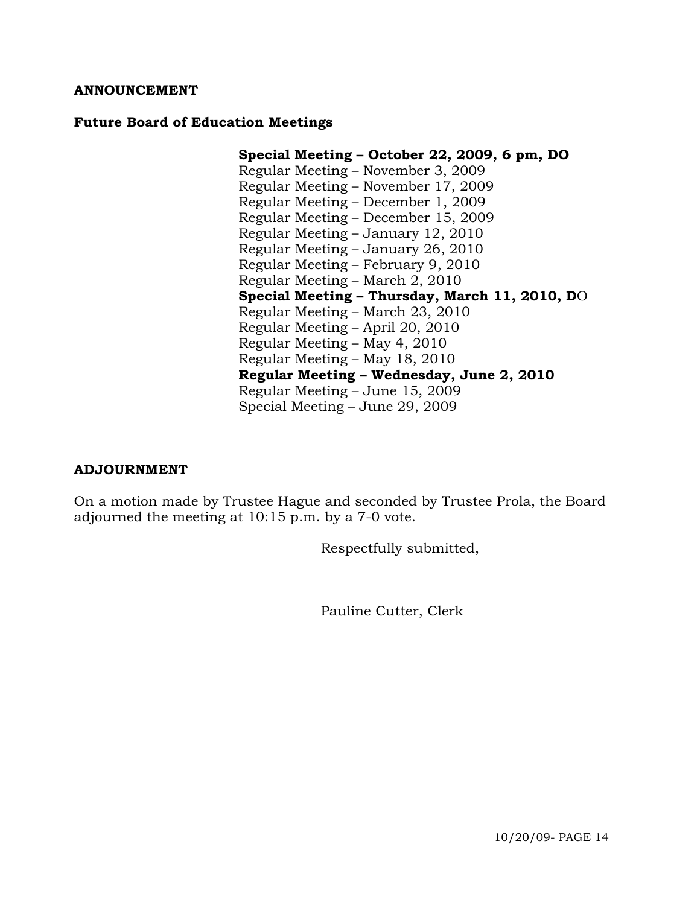**ANNOUNCEMENT**

**Future Board of Education Meetings**

**Special Meeting – October 22, 2009, 6 pm, DO**
Regular Meeting – November 3, 2009
Regular Meeting – November 17, 2009
Regular Meeting – December 1, 2009
Regular Meeting – December 15, 2009
Regular Meeting – January 12, 2010
Regular Meeting – January 26, 2010
Regular Meeting – February 9, 2010
Regular Meeting – March 2, 2010
**Special Meeting – Thursday, March 11, 2010, D**O
Regular Meeting – March 23, 2010
Regular Meeting – April 20, 2010
Regular Meeting – May 4, 2010
Regular Meeting – May 18, 2010
**Regular Meeting – Wednesday, June 2, 2010**
Regular Meeting – June 15, 2009
Special Meeting – June 29, 2009

**ADJOURNMENT**

On a motion made by Trustee Hague and seconded by Trustee Prola, the Board adjourned the meeting at 10:15 p.m. by a 7-0 vote.

Respectfully submitted,

Pauline Cutter, Clerk